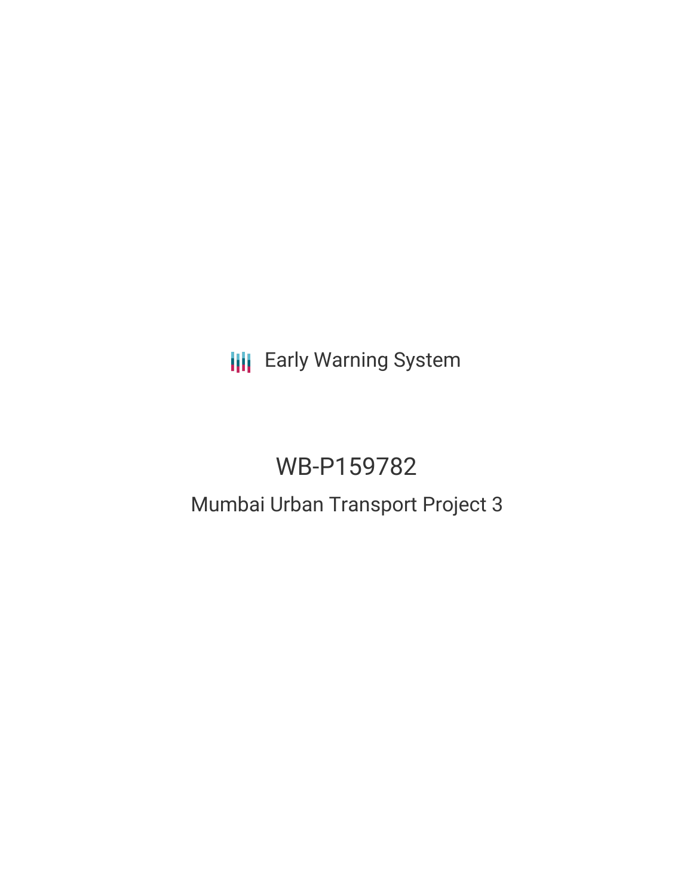Early Warning System

# WB-P159782

## Mumbai Urban Transport Project 3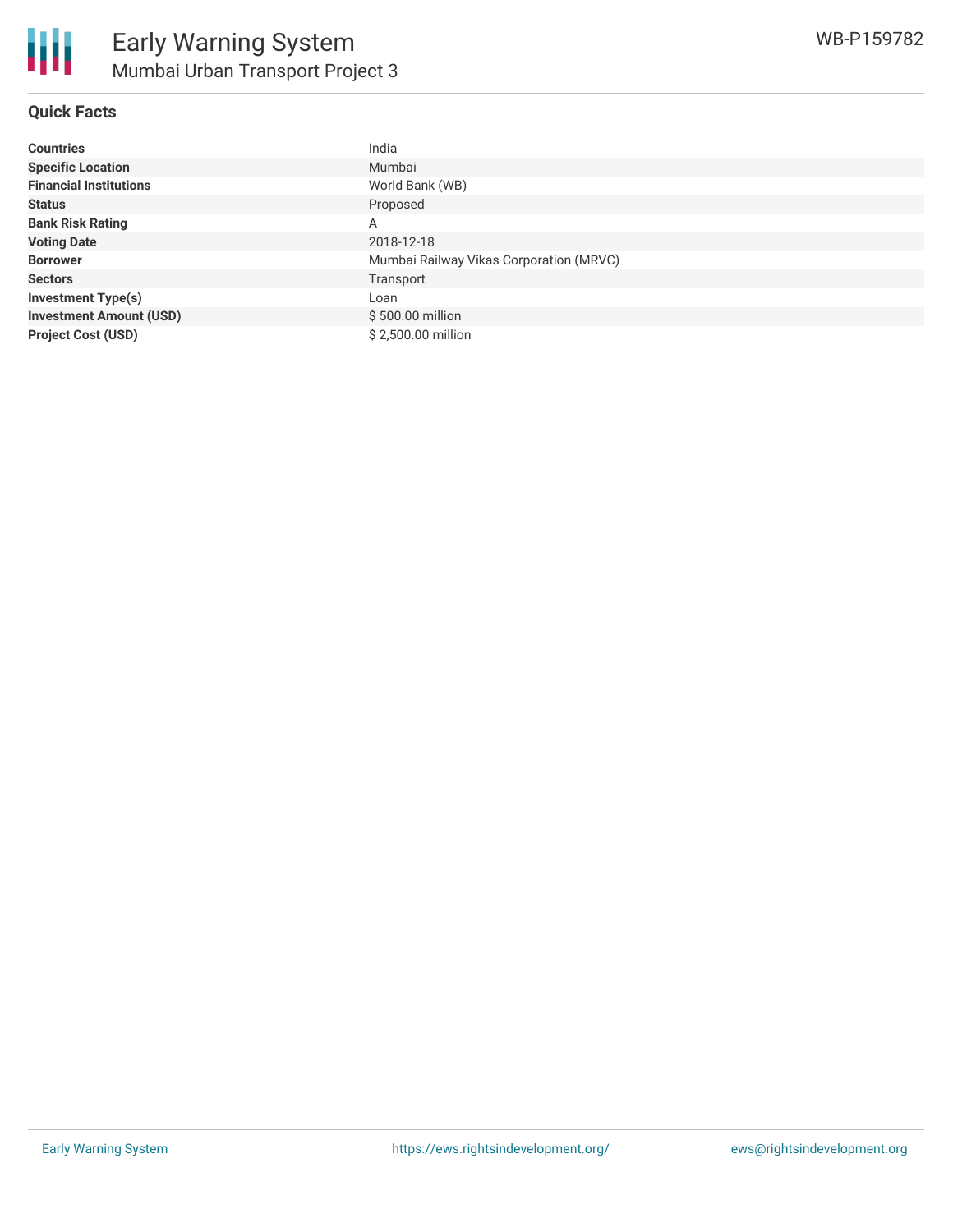# Early Warning System

## Mumbai Urban Transport Project 3

WB-P159782

### Quick Facts

| | |
|---|---|
| **Countries** | India |
| **Specific Location** | Mumbai |
| **Financial Institutions** | World Bank (WB) |
| **Status** | Proposed |
| **Bank Risk Rating** | A |
| **Voting Date** | 2018-12-18 |
| **Borrower** | Mumbai Railway Vikas Corporation (MRVC) |
| **Sectors** | Transport |
| **Investment Type(s)** | Loan |
| **Investment Amount (USD)** | $ 500.00 million |
| **Project Cost (USD)** | $ 2,500.00 million |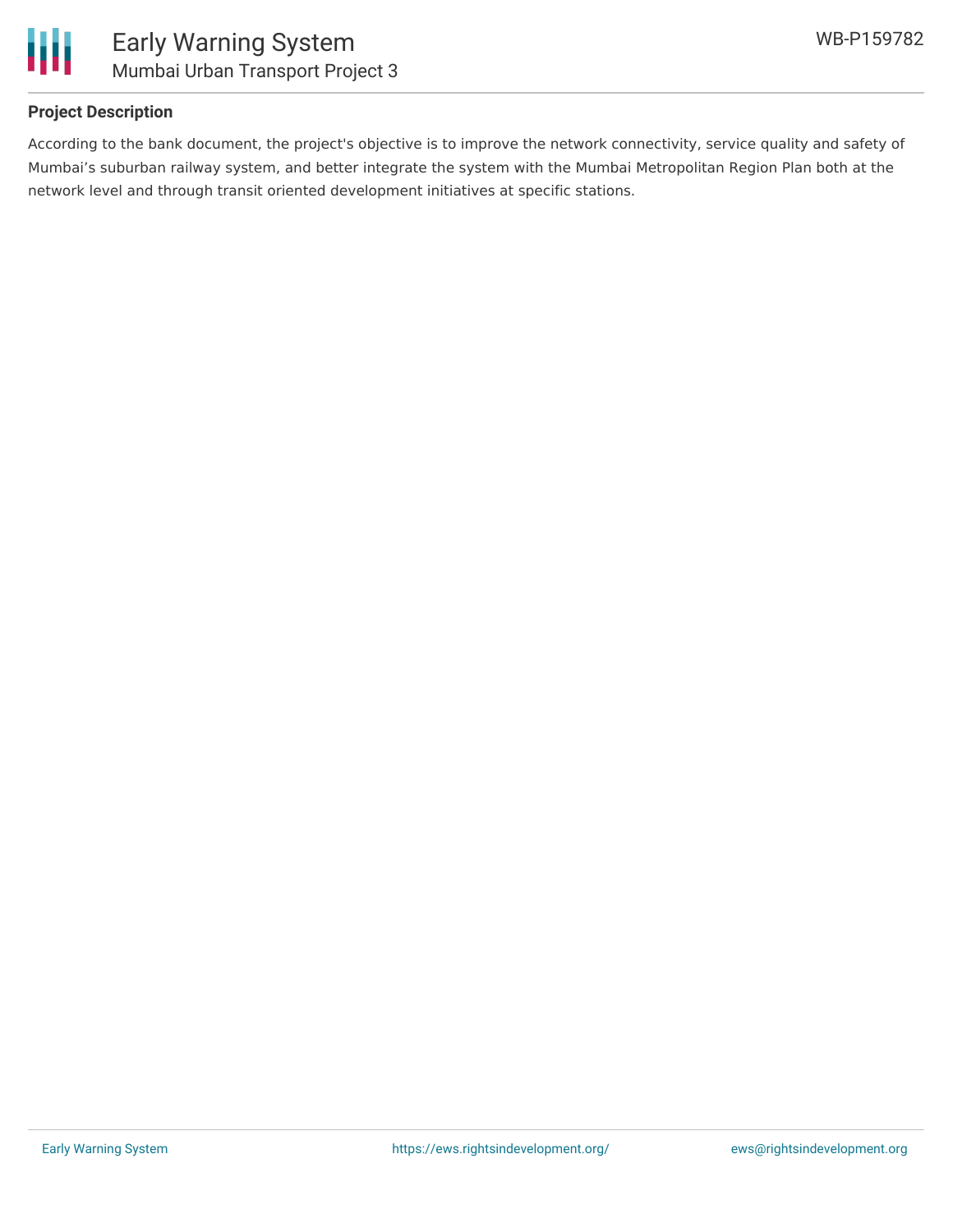### Project Description

According to the bank document, the project's objective is to improve the network connectivity, service quality and safety of Mumbai’s suburban railway system, and better integrate the system with the Mumbai Metropolitan Region Plan both at the network level and through transit oriented development initiatives at specific stations.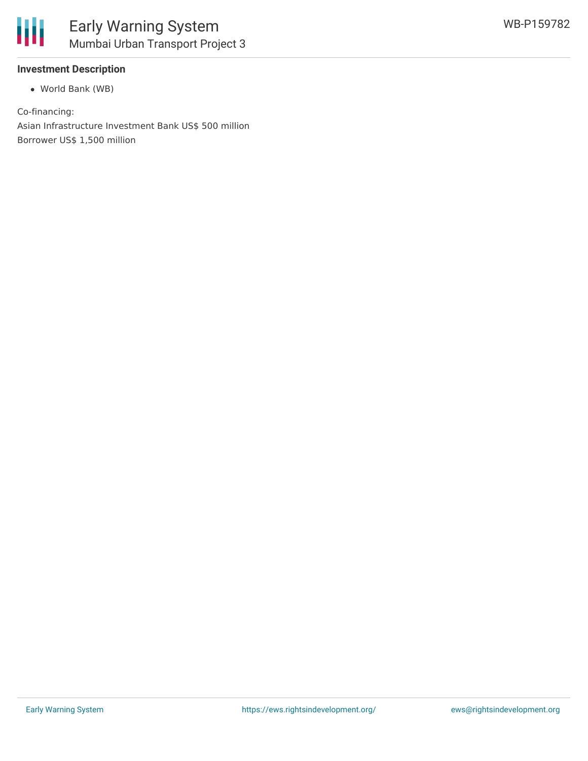**Investment Description**

- World Bank (WB)

Co-financing:

Asian Infrastructure Investment Bank US$ 500 million

Borrower US$ 1,500 million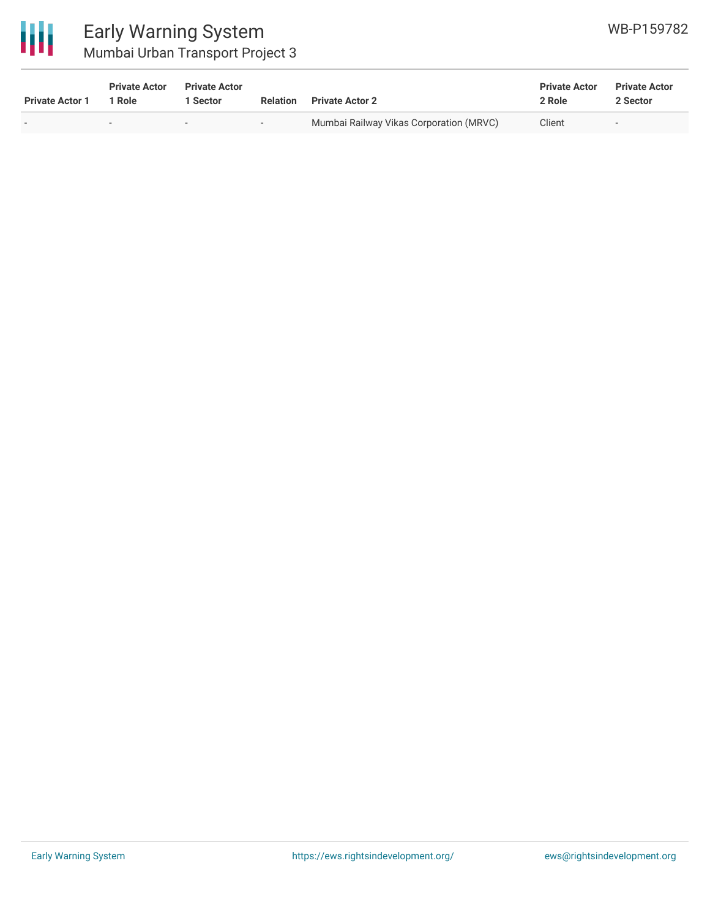| Private Actor 1 | Private Actor 1 Role | Private Actor 1 Sector | Relation | Private Actor 2 | Private Actor 2 Role | Private Actor 2 Sector |
|---|---|---|---|---|---|---|
| - | - | - | - | Mumbai Railway Vikas Corporation (MRVC) | Client | - |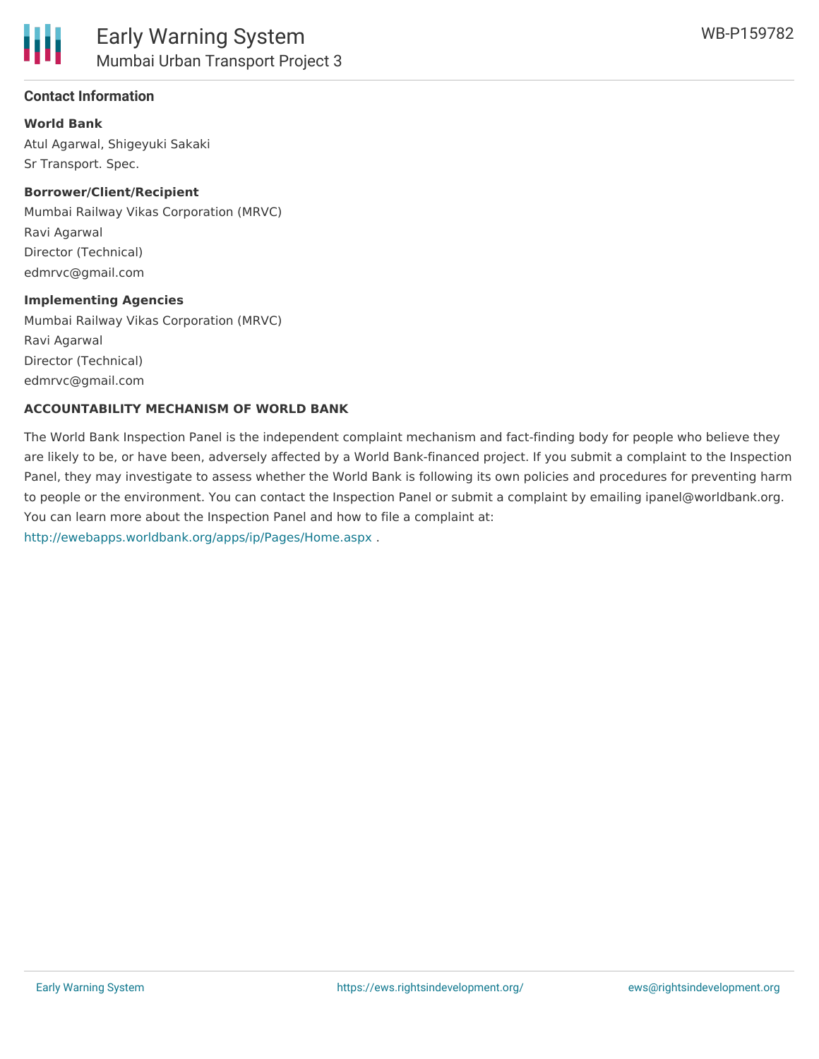## Contact Information

**World Bank**

Atul Agarwal, Shigeyuki Sakaki
Sr Transport. Spec.

**Borrower/Client/Recipient**

Mumbai Railway Vikas Corporation (MRVC)
Ravi Agarwal
Director (Technical)
edmrvc@gmail.com

**Implementing Agencies**

Mumbai Railway Vikas Corporation (MRVC)
Ravi Agarwal
Director (Technical)
edmrvc@gmail.com

**ACCOUNTABILITY MECHANISM OF WORLD BANK**

The World Bank Inspection Panel is the independent complaint mechanism and fact-finding body for people who believe they are likely to be, or have been, adversely affected by a World Bank-financed project. If you submit a complaint to the Inspection Panel, they may investigate to assess whether the World Bank is following its own policies and procedures for preventing harm to people or the environment. You can contact the Inspection Panel or submit a complaint by emailing ipanel@worldbank.org. You can learn more about the Inspection Panel and how to file a complaint at: http://ewebapps.worldbank.org/apps/ip/Pages/Home.aspx .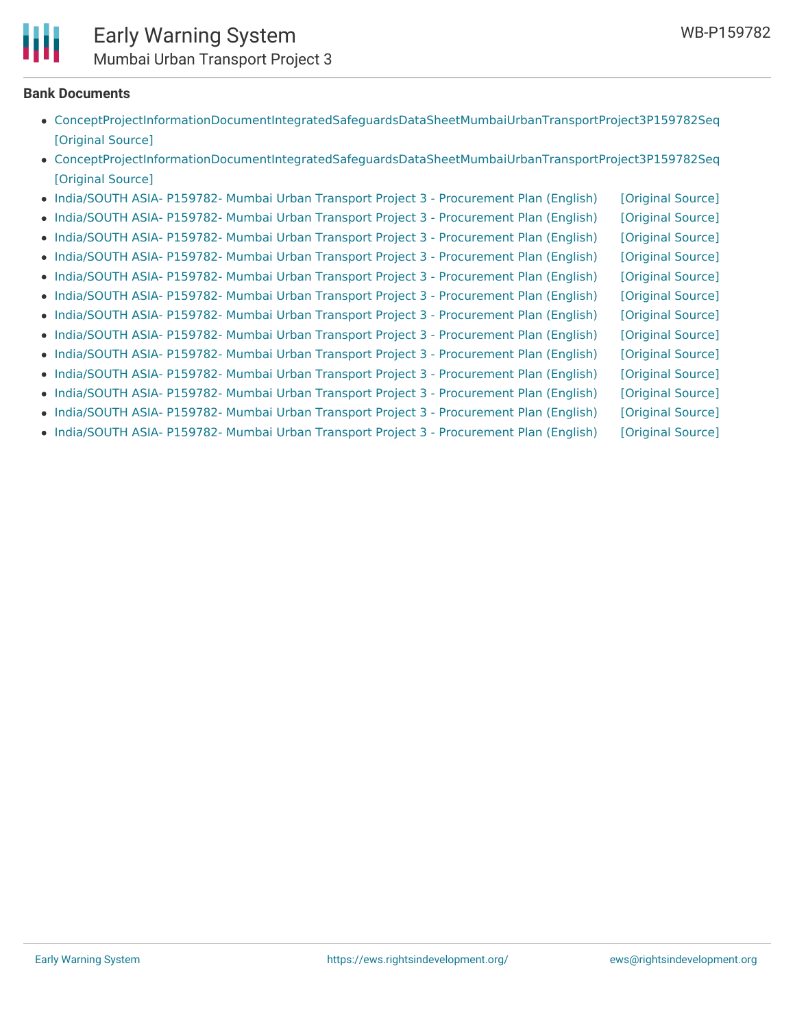**Bank Documents**

- ConceptProjectInformationDocumentIntegratedSafeguardsDataSheetMumbaiUrbanTransportProject3P159782Seq [Original Source]
- ConceptProjectInformationDocumentIntegratedSafeguardsDataSheetMumbaiUrbanTransportProject3P159782Seq [Original Source]
- India/SOUTH ASIA- P159782- Mumbai Urban Transport Project 3 - Procurement Plan (English) [Original Source]
- India/SOUTH ASIA- P159782- Mumbai Urban Transport Project 3 - Procurement Plan (English) [Original Source]
- India/SOUTH ASIA- P159782- Mumbai Urban Transport Project 3 - Procurement Plan (English) [Original Source]
- India/SOUTH ASIA- P159782- Mumbai Urban Transport Project 3 - Procurement Plan (English) [Original Source]
- India/SOUTH ASIA- P159782- Mumbai Urban Transport Project 3 - Procurement Plan (English) [Original Source]
- India/SOUTH ASIA- P159782- Mumbai Urban Transport Project 3 - Procurement Plan (English) [Original Source]
- India/SOUTH ASIA- P159782- Mumbai Urban Transport Project 3 - Procurement Plan (English) [Original Source]
- India/SOUTH ASIA- P159782- Mumbai Urban Transport Project 3 - Procurement Plan (English) [Original Source]
- India/SOUTH ASIA- P159782- Mumbai Urban Transport Project 3 - Procurement Plan (English) [Original Source]
- India/SOUTH ASIA- P159782- Mumbai Urban Transport Project 3 - Procurement Plan (English) [Original Source]
- India/SOUTH ASIA- P159782- Mumbai Urban Transport Project 3 - Procurement Plan (English) [Original Source]
- India/SOUTH ASIA- P159782- Mumbai Urban Transport Project 3 - Procurement Plan (English) [Original Source]
- India/SOUTH ASIA- P159782- Mumbai Urban Transport Project 3 - Procurement Plan (English) [Original Source]